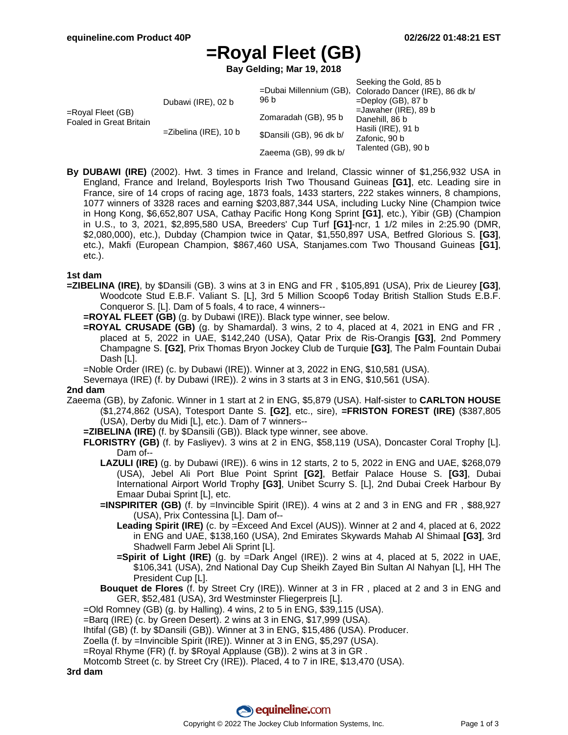# =Royal Fleet (GB)

**Bay Gelding; Mar 19, 2018**

| | | | |
|---|---|---|---|
| =Royal Fleet (GB) Foaled in Great Britain | Dubawi (IRE), 02 b | =Dubai Millennium (GB), 96 b | Seeking the Gold, 85 b |
| | | | Colorado Dancer (IRE), 86 dk b/ |
| | | Zomaradah (GB), 95 b | =Deploy (GB), 87 b |
| | | | =Jawaher (IRE), 89 b |
| | =Zibelina (IRE), 10 b | $Dansili (GB), 96 dk b/ | Danehill, 86 b |
| | | | Hasili (IRE), 91 b |
| | | Zaeema (GB), 99 dk b/ | Zafonic, 90 b |
| | | | Talented (GB), 90 b |

**By DUBAWI (IRE)** (2002). Hwt. 3 times in France and Ireland, Classic winner of $1,256,932 USA in England, France and Ireland, Boylesports Irish Two Thousand Guineas **[G1]**, etc. Leading sire in France, sire of 14 crops of racing age, 1873 foals, 1433 starters, 222 stakes winners, 8 champions, 1077 winners of 3328 races and earning $203,887,344 USA, including Lucky Nine (Champion twice in Hong Kong, $6,652,807 USA, Cathay Pacific Hong Kong Sprint **[G1]**, etc.), Yibir (GB) (Champion in U.S., to 3, 2021, $2,895,580 USA, Breeders' Cup Turf **[G1]**-ncr, 1 1/2 miles in 2:25.90 (DMR, $2,080,000), etc.), Dubday (Champion twice in Qatar, $1,550,897 USA, Betfred Glorious S. **[G3]**, etc.), Makfi (European Champion, $867,460 USA, Stanjames.com Two Thousand Guineas **[G1]**, etc.).

### 1st dam

**=ZIBELINA (IRE)**, by $Dansili (GB). 3 wins at 3 in ENG and FR , $105,891 (USA), Prix de Lieurey **[G3]**, Woodcote Stud E.B.F. Valiant S. [L], 3rd 5 Million Scoop6 Today British Stallion Studs E.B.F. Conqueror S. [L]. Dam of 5 foals, 4 to race, 4 winners--

- **=ROYAL FLEET (GB)** (g. by Dubawi (IRE)). Black type winner, see below.
- **=ROYAL CRUSADE (GB)** (g. by Shamardal). 3 wins, 2 to 4, placed at 4, 2021 in ENG and FR , placed at 5, 2022 in UAE, $142,240 (USA), Qatar Prix de Ris-Orangis **[G3]**, 2nd Pommery Champagne S. **[G2]**, Prix Thomas Bryon Jockey Club de Turquie **[G3]**, The Palm Fountain Dubai Dash [L].
- =Noble Order (IRE) (c. by Dubawi (IRE)). Winner at 3, 2022 in ENG, $10,581 (USA).
- Severnaya (IRE) (f. by Dubawi (IRE)). 2 wins in 3 starts at 3 in ENG, $10,561 (USA).

### 2nd dam

Zaeema (GB), by Zafonic. Winner in 1 start at 2 in ENG, $5,879 (USA). Half-sister to **CARLTON HOUSE** ($1,274,862 (USA), Totesport Dante S. **[G2]**, etc., sire), **=FRISTON FOREST (IRE)** ($387,805 (USA), Derby du Midi [L], etc.). Dam of 7 winners--

- **=ZIBELINA (IRE)** (f. by $Dansili (GB)). Black type winner, see above.
- **FLORISTRY (GB)** (f. by Fasliyev). 3 wins at 2 in ENG, $58,119 (USA), Doncaster Coral Trophy [L]. Dam of--
  - **LAZULI (IRE)** (g. by Dubawi (IRE)). 6 wins in 12 starts, 2 to 5, 2022 in ENG and UAE, $268,079 (USA), Jebel Ali Port Blue Point Sprint **[G2]**, Betfair Palace House S. **[G3]**, Dubai International Airport World Trophy **[G3]**, Unibet Scurry S. [L], 2nd Dubai Creek Harbour By Emaar Dubai Sprint [L], etc.
  - **=INSPIRITER (GB)** (f. by =Invincible Spirit (IRE)). 4 wins at 2 and 3 in ENG and FR , $88,927 (USA), Prix Contessina [L]. Dam of--
    - **Leading Spirit (IRE)** (c. by =Exceed And Excel (AUS)). Winner at 2 and 4, placed at 6, 2022 in ENG and UAE, $138,160 (USA), 2nd Emirates Skywards Mahab Al Shimaal **[G3]**, 3rd Shadwell Farm Jebel Ali Sprint [L].
    - **=Spirit of Light (IRE)** (g. by =Dark Angel (IRE)). 2 wins at 4, placed at 5, 2022 in UAE, $106,341 (USA), 2nd National Day Cup Sheikh Zayed Bin Sultan Al Nahyan [L], HH The President Cup [L].
  - **Bouquet de Flores** (f. by Street Cry (IRE)). Winner at 3 in FR , placed at 2 and 3 in ENG and GER, $52,481 (USA), 3rd Westminster Fliegerpreis [L].
- =Old Romney (GB) (g. by Halling). 4 wins, 2 to 5 in ENG, $39,115 (USA).
- =Barq (IRE) (c. by Green Desert). 2 wins at 3 in ENG, $17,999 (USA).
- Ihtifal (GB) (f. by $Dansili (GB)). Winner at 3 in ENG, $15,486 (USA). Producer.
- Zoella (f. by =Invincible Spirit (IRE)). Winner at 3 in ENG, $5,297 (USA).
- =Royal Rhyme (FR) (f. by $Royal Applause (GB)). 2 wins at 3 in GR .
- Motcomb Street (c. by Street Cry (IRE)). Placed, 4 to 7 in IRE, $13,470 (USA).

### 3rd dam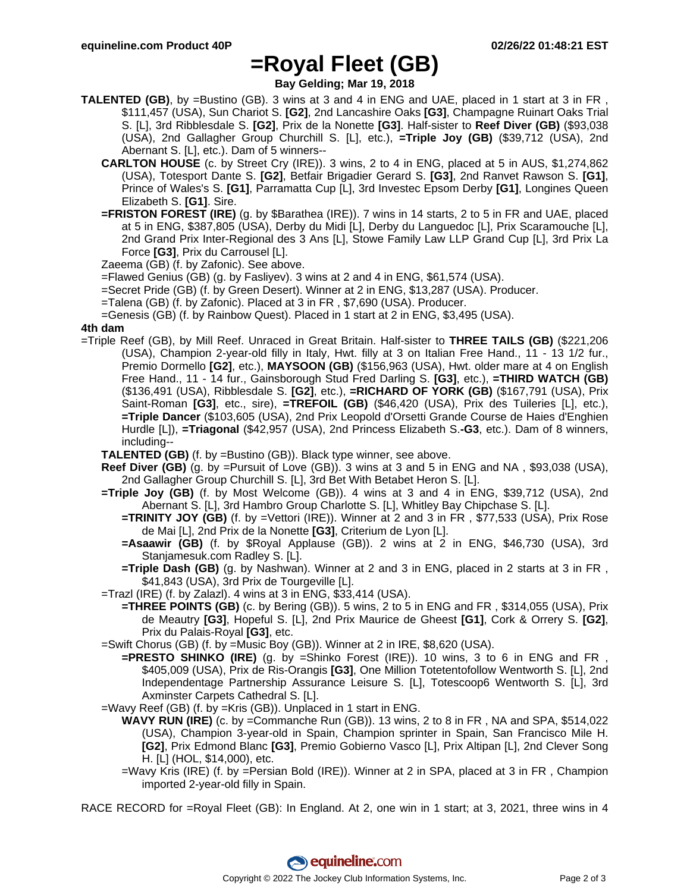# =Royal Fleet (GB)

**Bay Gelding; Mar 19, 2018**

**TALENTED (GB)**, by =Bustino (GB). 3 wins at 3 and 4 in ENG and UAE, placed in 1 start at 3 in FR , $111,457 (USA), Sun Chariot S. **[G2]**, 2nd Lancashire Oaks **[G3]**, Champagne Ruinart Oaks Trial S. [L], 3rd Ribblesdale S. **[G2]**, Prix de la Nonette **[G3]**. Half-sister to **Reef Diver (GB)** ($93,038 (USA), 2nd Gallagher Group Churchill S. [L], etc.), **=Triple Joy (GB)** ($39,712 (USA), 2nd Abernant S. [L], etc.). Dam of 5 winners--

**CARLTON HOUSE** (c. by Street Cry (IRE)). 3 wins, 2 to 4 in ENG, placed at 5 in AUS, $1,274,862 (USA), Totesport Dante S. **[G2]**, Betfair Brigadier Gerard S. **[G3]**, 2nd Ranvet Rawson S. **[G1]**, Prince of Wales's S. **[G1]**, Parramatta Cup [L], 3rd Investec Epsom Derby **[G1]**, Longines Queen Elizabeth S. **[G1]**. Sire.

**=FRISTON FOREST (IRE)** (g. by $Barathea (IRE)). 7 wins in 14 starts, 2 to 5 in FR and UAE, placed at 5 in ENG, $387,805 (USA), Derby du Midi [L], Derby du Languedoc [L], Prix Scaramouche [L], 2nd Grand Prix Inter-Regional des 3 Ans [L], Stowe Family Law LLP Grand Cup [L], 3rd Prix La Force **[G3]**, Prix du Carrousel [L].

Zaeema (GB) (f. by Zafonic). See above.

=Flawed Genius (GB) (g. by Fasliyev). 3 wins at 2 and 4 in ENG, $61,574 (USA).

=Secret Pride (GB) (f. by Green Desert). Winner at 2 in ENG, $13,287 (USA). Producer.

=Talena (GB) (f. by Zafonic). Placed at 3 in FR , $7,690 (USA). Producer.

=Genesis (GB) (f. by Rainbow Quest). Placed in 1 start at 2 in ENG, $3,495 (USA).

**4th dam**

=Triple Reef (GB), by Mill Reef. Unraced in Great Britain. Half-sister to **THREE TAILS (GB)** ($221,206 (USA), Champion 2-year-old filly in Italy, Hwt. filly at 3 on Italian Free Hand., 11 - 13 1/2 fur., Premio Dormello **[G2]**, etc.), **MAYSOON (GB)** ($156,963 (USA), Hwt. older mare at 4 on English Free Hand., 11 - 14 fur., Gainsborough Stud Fred Darling S. **[G3]**, etc.), **=THIRD WATCH (GB)** ($136,491 (USA), Ribblesdale S. **[G2]**, etc.), **=RICHARD OF YORK (GB)** ($167,791 (USA), Prix Saint-Roman **[G3]**, etc., sire), **=TREFOIL (GB)** ($46,420 (USA), Prix des Tuileries [L], etc.), **=Triple Dancer** ($103,605 (USA), 2nd Prix Leopold d'Orsetti Grande Course de Haies d'Enghien Hurdle [L]), **=Triagonal** ($42,957 (USA), 2nd Princess Elizabeth S.**-G3**, etc.). Dam of 8 winners, including--

**TALENTED (GB)** (f. by =Bustino (GB)). Black type winner, see above.

**Reef Diver (GB)** (g. by =Pursuit of Love (GB)). 3 wins at 3 and 5 in ENG and NA , $93,038 (USA), 2nd Gallagher Group Churchill S. [L], 3rd Bet With Betabet Heron S. [L].

**=Triple Joy (GB)** (f. by Most Welcome (GB)). 4 wins at 3 and 4 in ENG, $39,712 (USA), 2nd Abernant S. [L], 3rd Hambro Group Charlotte S. [L], Whitley Bay Chipchase S. [L].

**=TRINITY JOY (GB)** (f. by =Vettori (IRE)). Winner at 2 and 3 in FR , $77,533 (USA), Prix Rose de Mai [L], 2nd Prix de la Nonette **[G3]**, Criterium de Lyon [L].

**=Asaawir (GB)** (f. by $Royal Applause (GB)). 2 wins at 2 in ENG, $46,730 (USA), 3rd Stanjamesuk.com Radley S. [L].

**=Triple Dash (GB)** (g. by Nashwan). Winner at 2 and 3 in ENG, placed in 2 starts at 3 in FR , $41,843 (USA), 3rd Prix de Tourgeville [L].

=Trazl (IRE) (f. by Zalazl). 4 wins at 3 in ENG, $33,414 (USA).

**=THREE POINTS (GB)** (c. by Bering (GB)). 5 wins, 2 to 5 in ENG and FR , $314,055 (USA), Prix de Meautry **[G3]**, Hopeful S. [L], 2nd Prix Maurice de Gheest **[G1]**, Cork & Orrery S. **[G2]**, Prix du Palais-Royal **[G3]**, etc.

=Swift Chorus (GB) (f. by =Music Boy (GB)). Winner at 2 in IRE, $8,620 (USA).

**=PRESTO SHINKO (IRE)** (g. by =Shinko Forest (IRE)). 10 wins, 3 to 6 in ENG and FR , $405,009 (USA), Prix de Ris-Orangis **[G3]**, One Million Totetentofollow Wentworth S. [L], 2nd Independentage Partnership Assurance Leisure S. [L], Totescoop6 Wentworth S. [L], 3rd Axminster Carpets Cathedral S. [L].

=Wavy Reef (GB) (f. by =Kris (GB)). Unplaced in 1 start in ENG.

**WAVY RUN (IRE)** (c. by =Commanche Run (GB)). 13 wins, 2 to 8 in FR , NA and SPA, $514,022 (USA), Champion 3-year-old in Spain, Champion sprinter in Spain, San Francisco Mile H. **[G2]**, Prix Edmond Blanc **[G3]**, Premio Gobierno Vasco [L], Prix Altipan [L], 2nd Clever Song H. [L] (HOL, $14,000), etc.

=Wavy Kris (IRE) (f. by =Persian Bold (IRE)). Winner at 2 in SPA, placed at 3 in FR , Champion imported 2-year-old filly in Spain.

RACE RECORD for =Royal Fleet (GB): In England. At 2, one win in 1 start; at 3, 2021, three wins in 4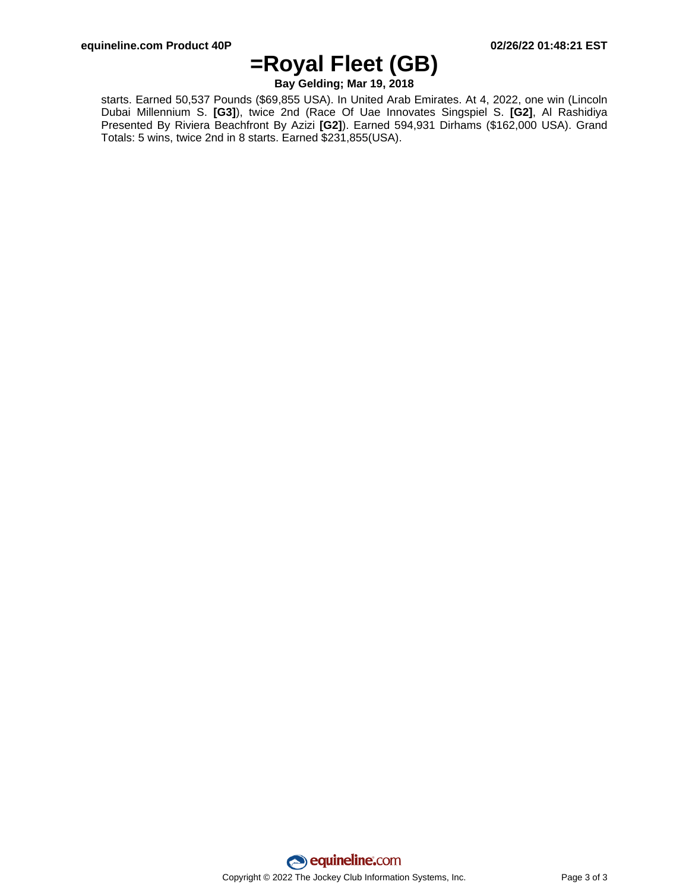# =Royal Fleet (GB)

**Bay Gelding; Mar 19, 2018**

starts. Earned 50,537 Pounds ($69,855 USA). In United Arab Emirates. At 4, 2022, one win (Lincoln Dubai Millennium S. **[G3]**), twice 2nd (Race Of Uae Innovates Singspiel S. **[G2]**, Al Rashidiya Presented By Riviera Beachfront By Azizi **[G2]**). Earned 594,931 Dirhams ($162,000 USA). Grand Totals: 5 wins, twice 2nd in 8 starts. Earned $231,855(USA).